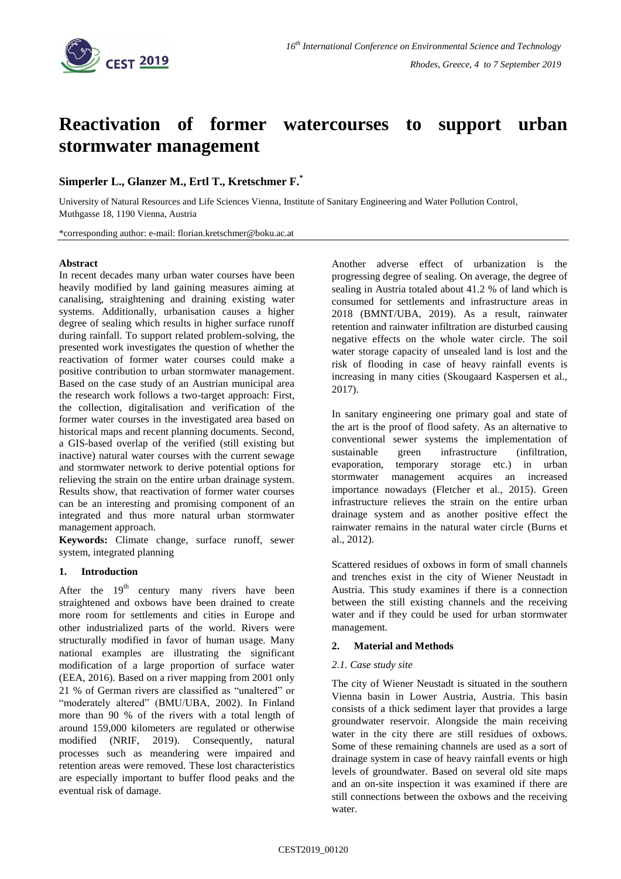# Reactivation of former watercourses to support urban stormwater management

**Simperler L., Glanzer M., Ertl T., Kretschmer F.[*]**

University of Natural Resources and Life Sciences Vienna, Institute of Sanitary Engineering and Water Pollution Control, Muthgasse 18, 1190 Vienna, Austria

*corresponding author: e-mail: florian.kretschmer@boku.ac.at

**Abstract**

In recent decades many urban water courses have been heavily modified by land gaining measures aiming at canalising, straightening and draining existing water systems. Additionally, urbanisation causes a higher degree of sealing which results in higher surface runoff during rainfall. To support related problem-solving, the presented work investigates the question of whether the reactivation of former water courses could make a positive contribution to urban stormwater management. Based on the case study of an Austrian municipal area the research work follows a two-target approach: First, the collection, digitalisation and verification of the former water courses in the investigated area based on historical maps and recent planning documents. Second, a GIS-based overlap of the verified (still existing but inactive) natural water courses with the current sewage and stormwater network to derive potential options for relieving the strain on the entire urban drainage system. Results show, that reactivation of former water courses can be an interesting and promising component of an integrated and thus more natural urban stormwater management approach.

**Keywords:** Climate change, surface runoff, sewer system, integrated planning

## 1. Introduction

After the 19$^{th}$ century many rivers have been straightened and oxbows have been drained to create more room for settlements and cities in Europe and other industrialized parts of the world. Rivers were structurally modified in favor of human usage. Many national examples are illustrating the significant modification of a large proportion of surface water (EEA, 2016). Based on a river mapping from 2001 only 21 % of German rivers are classified as "unaltered" or "moderately altered" (BMU/UBA, 2002). In Finland more than 90 % of the rivers with a total length of around 159,000 kilometers are regulated or otherwise modified (NRIF, 2019). Consequently, natural processes such as meandering were impaired and retention areas were removed. These lost characteristics are especially important to buffer flood peaks and the eventual risk of damage.

Another adverse effect of urbanization is the progressing degree of sealing. On average, the degree of sealing in Austria totaled about 41.2 % of land which is consumed for settlements and infrastructure areas in 2018 (BMNT/UBA, 2019). As a result, rainwater retention and rainwater infiltration are disturbed causing negative effects on the whole water circle. The soil water storage capacity of unsealed land is lost and the risk of flooding in case of heavy rainfall events is increasing in many cities (Skougaard Kaspersen et al., 2017).

In sanitary engineering one primary goal and state of the art is the proof of flood safety. As an alternative to conventional sewer systems the implementation of sustainable green infrastructure (infiltration, evaporation, temporary storage etc.) in urban stormwater management acquires an increased importance nowadays (Fletcher et al., 2015). Green infrastructure relieves the strain on the entire urban drainage system and as another positive effect the rainwater remains in the natural water circle (Burns et al., 2012).

Scattered residues of oxbows in form of small channels and trenches exist in the city of Wiener Neustadt in Austria. This study examines if there is a connection between the still existing channels and the receiving water and if they could be used for urban stormwater management.

## 2. Material and Methods

### *2.1. Case study site*

The city of Wiener Neustadt is situated in the southern Vienna basin in Lower Austria, Austria. This basin consists of a thick sediment layer that provides a large groundwater reservoir. Alongside the main receiving water in the city there are still residues of oxbows. Some of these remaining channels are used as a sort of drainage system in case of heavy rainfall events or high levels of groundwater. Based on several old site maps and an on-site inspection it was examined if there are still connections between the oxbows and the receiving water.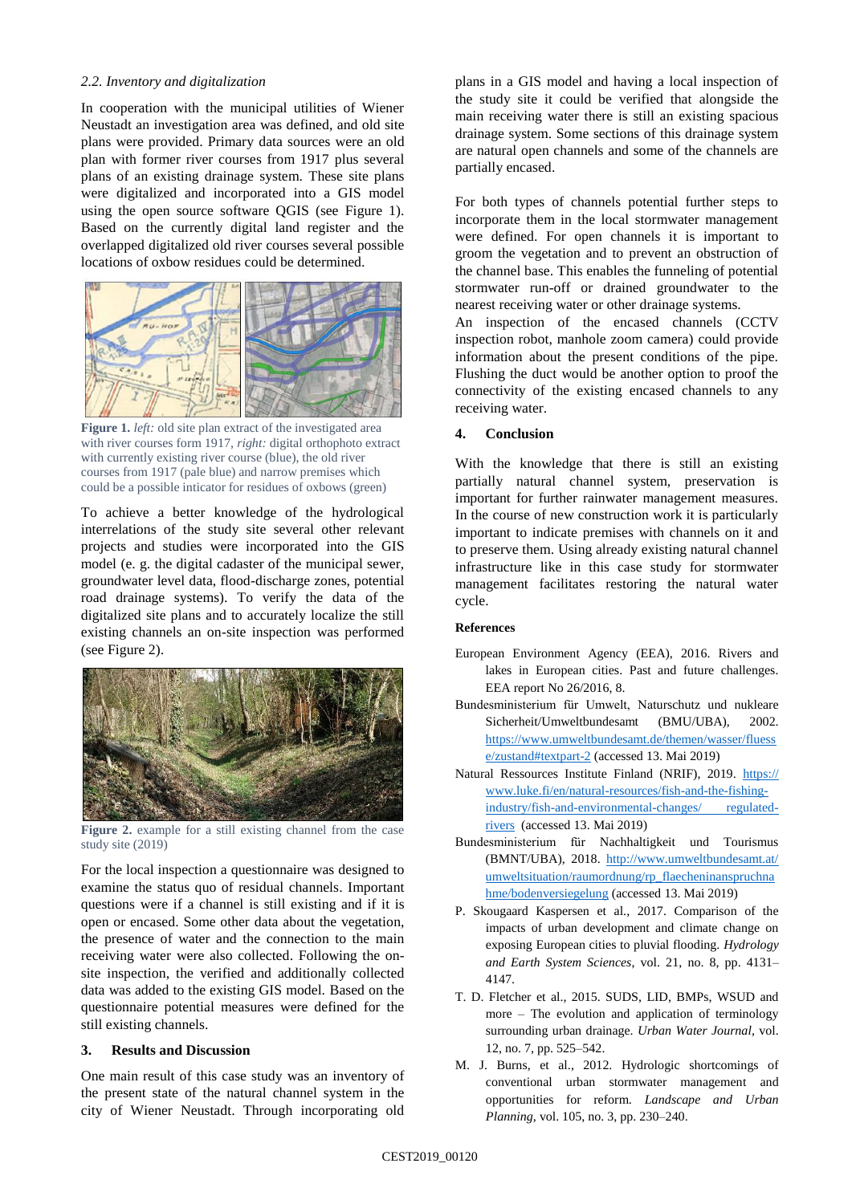### 2.2. Inventory and digitalization

In cooperation with the municipal utilities of Wiener Neustadt an investigation area was defined, and old site plans were provided. Primary data sources were an old plan with former river courses from 1917 plus several plans of an existing drainage system. These site plans were digitalized and incorporated into a GIS model using the open source software QGIS (see Figure 1). Based on the currently digital land register and the overlapped digitalized old river courses several possible locations of oxbow residues could be determined.

**Figure 1.** *left:* old site plan extract of the investigated area with river courses form 1917, *right:* digital orthophoto extract with currently existing river course (blue), the old river courses from 1917 (pale blue) and narrow premises which could be a possible inticator for residues of oxbows (green)

To achieve a better knowledge of the hydrological interrelations of the study site several other relevant projects and studies were incorporated into the GIS model (e. g. the digital cadaster of the municipal sewer, groundwater level data, flood-discharge zones, potential road drainage systems). To verify the data of the digitalized site plans and to accurately localize the still existing channels an on-site inspection was performed (see Figure 2).

**Figure 2.** example for a still existing channel from the case study site (2019)

For the local inspection a questionnaire was designed to examine the status quo of residual channels. Important questions were if a channel is still existing and if it is open or encased. Some other data about the vegetation, the presence of water and the connection to the main receiving water were also collected. Following the on-site inspection, the verified and additionally collected data was added to the existing GIS model. Based on the questionnaire potential measures were defined for the still existing channels.

## 3. Results and Discussion

One main result of this case study was an inventory of the present state of the natural channel system in the city of Wiener Neustadt. Through incorporating old plans in a GIS model and having a local inspection of the study site it could be verified that alongside the main receiving water there is still an existing spacious drainage system. Some sections of this drainage system are natural open channels and some of the channels are partially encased.

For both types of channels potential further steps to incorporate them in the local stormwater management were defined. For open channels it is important to groom the vegetation and to prevent an obstruction of the channel base. This enables the funneling of potential stormwater run-off or drained groundwater to the nearest receiving water or other drainage systems.

An inspection of the encased channels (CCTV inspection robot, manhole zoom camera) could provide information about the present conditions of the pipe. Flushing the duct would be another option to proof the connectivity of the existing encased channels to any receiving water.

## 4. Conclusion

With the knowledge that there is still an existing partially natural channel system, preservation is important for further rainwater management measures. In the course of new construction work it is particularly important to indicate premises with channels on it and to preserve them. Using already existing natural channel infrastructure like in this case study for stormwater management facilitates restoring the natural water cycle.

### References

European Environment Agency (EEA), 2016. Rivers and lakes in European cities. Past and future challenges. EEA report No 26/2016, 8.

Bundesministerium für Umwelt, Naturschutz und nukleare Sicherheit/Umweltbundesamt (BMU/UBA), 2002. https://www.umweltbundesamt.de/themen/wasser/fluesse/zustand#textpart-2 (accessed 13. Mai 2019)

Natural Ressources Institute Finland (NRIF), 2019. https://www.luke.fi/en/natural-resources/fish-and-the-fishing-industry/fish-and-environmental-changes/ regulated-rivers (accessed 13. Mai 2019)

Bundesministerium für Nachhaltigkeit und Tourismus (BMNT/UBA), 2018. http://www.umweltbundesamt.at/umweltsituation/raumordnung/rp_flaecheninanspruchnahme/bodenversiegelung (accessed 13. Mai 2019)

P. Skougaard Kaspersen et al., 2017. Comparison of the impacts of urban development and climate change on exposing European cities to pluvial flooding. *Hydrology and Earth System Sciences*, vol. 21, no. 8, pp. 4131–4147.

T. D. Fletcher et al., 2015. SUDS, LID, BMPs, WSUD and more – The evolution and application of terminology surrounding urban drainage. *Urban Water Journal*, vol. 12, no. 7, pp. 525–542.

M. J. Burns, et al., 2012. Hydrologic shortcomings of conventional urban stormwater management and opportunities for reform. *Landscape and Urban Planning*, vol. 105, no. 3, pp. 230–240.